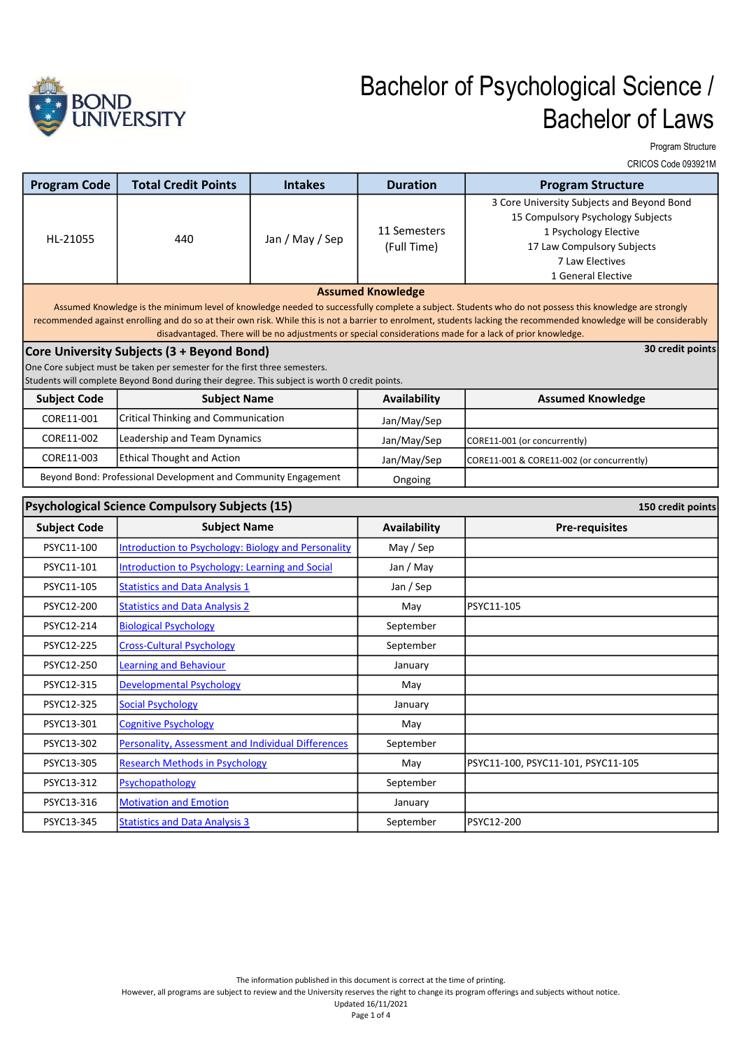# Bachelor of Psychological Science / Bachelor of Laws

Program Structure

CRICOS Code 093921M

| Program Code | Total Credit Points | Intakes | Duration | Program Structure |
|---|---|---|---|---|
| HL-21055 | 440 | Jan / May / Sep | 11 Semesters (Full Time) | 3 Core University Subjects and Beyond Bond<br>15 Compulsory Psychology Subjects<br>1 Psychology Elective<br>17 Law Compulsory Subjects<br>7 Law Electives<br>1 General Elective |

**Assumed Knowledge**

Assumed Knowledge is the minimum level of knowledge needed to successfully complete a subject. Students who do not possess this knowledge are strongly recommended against enrolling and do so at their own risk. While this is not a barrier to enrolment, students lacking the recommended knowledge will be considerably disadvantaged. There will be no adjustments or special considerations made for a lack of prior knowledge.

## Core University Subjects (3 + Beyond Bond)

**30 credit points**

One Core subject must be taken per semester for the first three semesters.
Students will complete Beyond Bond during their degree. This subject is worth 0 credit points.

| Subject Code | Subject Name | Availability | Assumed Knowledge |
|---|---|---|---|
| CORE11-001 | Critical Thinking and Communication | Jan/May/Sep | |
| CORE11-002 | Leadership and Team Dynamics | Jan/May/Sep | CORE11-001 (or concurrently) |
| CORE11-003 | Ethical Thought and Action | Jan/May/Sep | CORE11-001 & CORE11-002 (or concurrently) |
| Beyond Bond: Professional Development and Community Engagement | | Ongoing | |

## Psychological Science Compulsory Subjects (15)

**150 credit points**

| Subject Code | Subject Name | Availability | Pre-requisites |
|---|---|---|---|
| PSYC11-100 | Introduction to Psychology: Biology and Personality | May / Sep | |
| PSYC11-101 | Introduction to Psychology: Learning and Social | Jan / May | |
| PSYC11-105 | Statistics and Data Analysis 1 | Jan / Sep | |
| PSYC12-200 | Statistics and Data Analysis 2 | May | PSYC11-105 |
| PSYC12-214 | Biological Psychology | September | |
| PSYC12-225 | Cross-Cultural Psychology | September | |
| PSYC12-250 | Learning and Behaviour | January | |
| PSYC12-315 | Developmental Psychology | May | |
| PSYC12-325 | Social Psychology | January | |
| PSYC13-301 | Cognitive Psychology | May | |
| PSYC13-302 | Personality, Assessment and Individual Differences | September | |
| PSYC13-305 | Research Methods in Psychology | May | PSYC11-100, PSYC11-101, PSYC11-105 |
| PSYC13-312 | Psychopathology | September | |
| PSYC13-316 | Motivation and Emotion | January | |
| PSYC13-345 | Statistics and Data Analysis 3 | September | PSYC12-200 |

The information published in this document is correct at the time of printing.
However, all programs are subject to review and the University reserves the right to change its program offerings and subjects without notice.
Updated 16/11/2021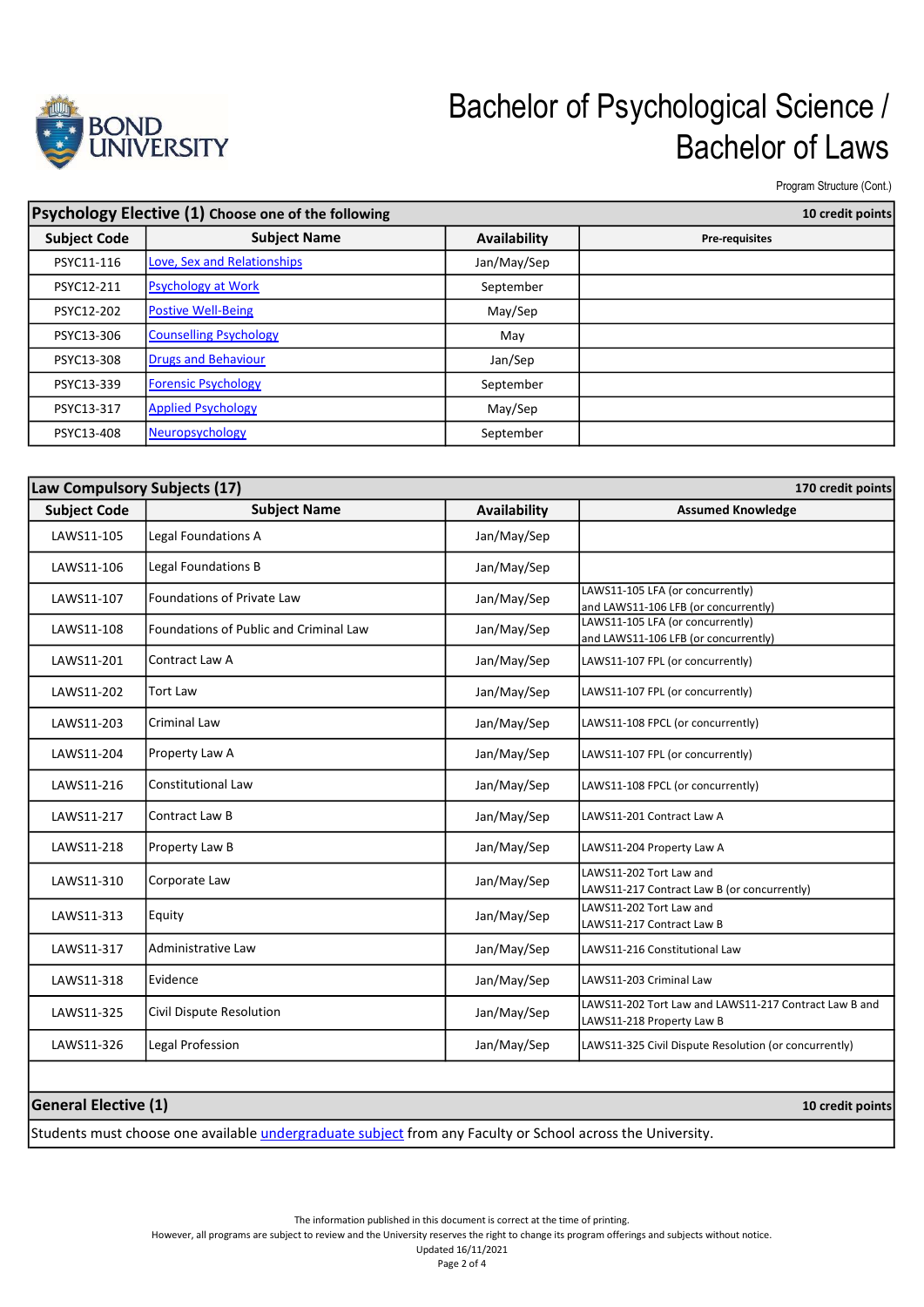# Bachelor of Psychological Science / Bachelor of Laws

Program Structure (Cont.)

| Psychology Elective (1) Choose one of the following | | | 10 credit points |
|---|---|---|---|
| **Subject Code** | **Subject Name** | **Availability** | **Pre-requisites** |
| PSYC11-116 | Love, Sex and Relationships | Jan/May/Sep | |
| PSYC12-211 | Psychology at Work | September | |
| PSYC12-202 | Postive Well-Being | May/Sep | |
| PSYC13-306 | Counselling Psychology | May | |
| PSYC13-308 | Drugs and Behaviour | Jan/Sep | |
| PSYC13-339 | Forensic Psychology | September | |
| PSYC13-317 | Applied Psychology | May/Sep | |
| PSYC13-408 | Neuropsychology | September | |

| Law Compulsory Subjects (17) | | | 170 credit points |
|---|---|---|---|
| **Subject Code** | **Subject Name** | **Availability** | **Assumed Knowledge** |
| LAWS11-105 | Legal Foundations A | Jan/May/Sep | |
| LAWS11-106 | Legal Foundations B | Jan/May/Sep | |
| LAWS11-107 | Foundations of Private Law | Jan/May/Sep | LAWS11-105 LFA (or concurrently) and LAWS11-106 LFB (or concurrently) |
| LAWS11-108 | Foundations of Public and Criminal Law | Jan/May/Sep | LAWS11-105 LFA (or concurrently) and LAWS11-106 LFB (or concurrently) |
| LAWS11-201 | Contract Law A | Jan/May/Sep | LAWS11-107 FPL (or concurrently) |
| LAWS11-202 | Tort Law | Jan/May/Sep | LAWS11-107 FPL (or concurrently) |
| LAWS11-203 | Criminal Law | Jan/May/Sep | LAWS11-108 FPCL (or concurrently) |
| LAWS11-204 | Property Law A | Jan/May/Sep | LAWS11-107 FPL (or concurrently) |
| LAWS11-216 | Constitutional Law | Jan/May/Sep | LAWS11-108 FPCL (or concurrently) |
| LAWS11-217 | Contract Law B | Jan/May/Sep | LAWS11-201 Contract Law A |
| LAWS11-218 | Property Law B | Jan/May/Sep | LAWS11-204 Property Law A |
| LAWS11-310 | Corporate Law | Jan/May/Sep | LAWS11-202 Tort Law and LAWS11-217 Contract Law B (or concurrently) |
| LAWS11-313 | Equity | Jan/May/Sep | LAWS11-202 Tort Law and LAWS11-217 Contract Law B |
| LAWS11-317 | Administrative Law | Jan/May/Sep | LAWS11-216 Constitutional Law |
| LAWS11-318 | Evidence | Jan/May/Sep | LAWS11-203 Criminal Law |
| LAWS11-325 | Civil Dispute Resolution | Jan/May/Sep | LAWS11-202 Tort Law and LAWS11-217 Contract Law B and LAWS11-218 Property Law B |
| LAWS11-326 | Legal Profession | Jan/May/Sep | LAWS11-325 Civil Dispute Resolution (or concurrently) |

| General Elective (1) | 10 credit points |
|---|---|
| Students must choose one available undergraduate subject from any Faculty or School across the University. | |

The information published in this document is correct at the time of printing.
However, all programs are subject to review and the University reserves the right to change its program offerings and subjects without notice.
Updated 16/11/2021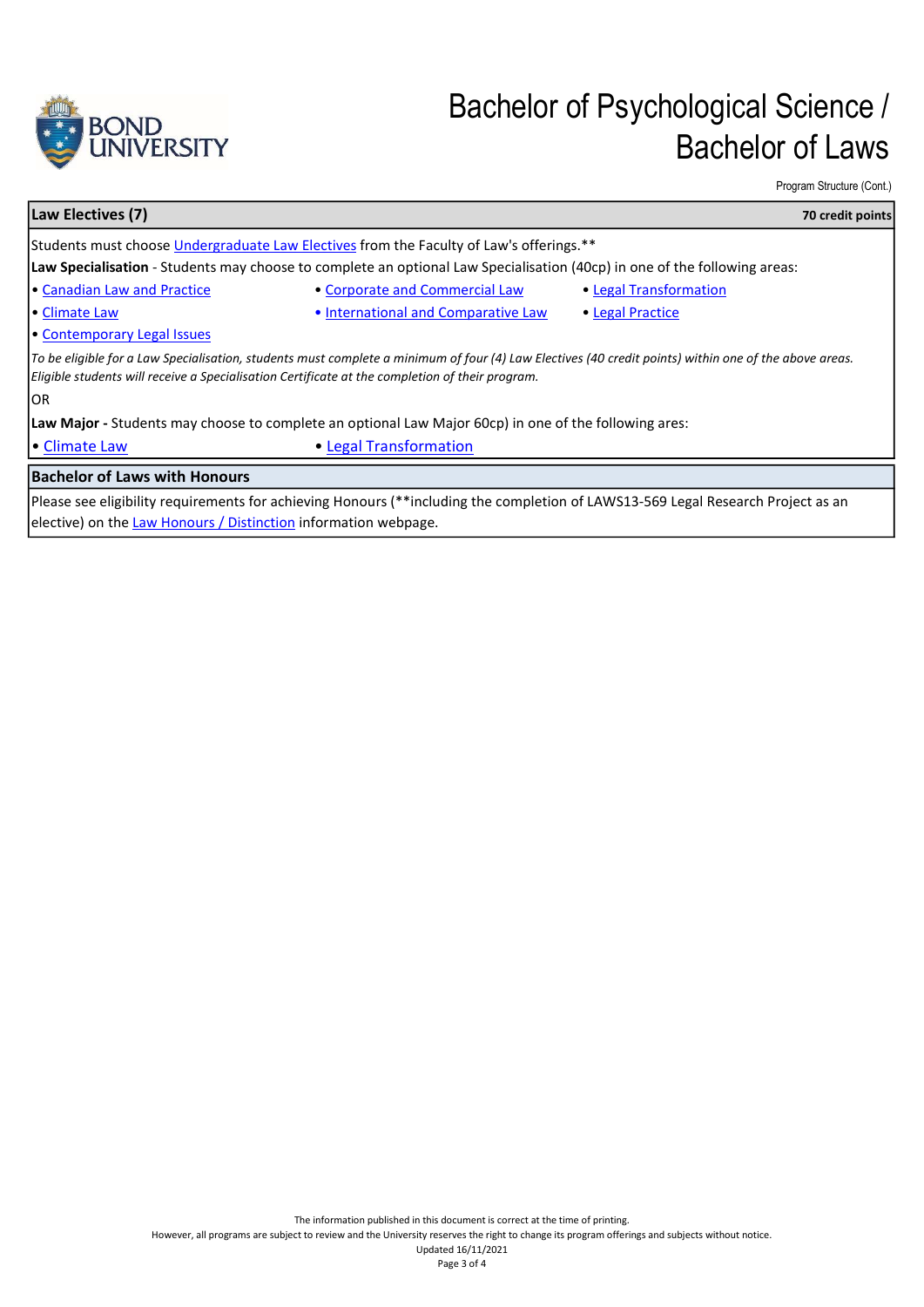# Bachelor of Psychological Science / Bachelor of Laws

Program Structure (Cont.)

## Law Electives (7) — 70 credit points

Students must choose Undergraduate Law Electives from the Faculty of Law's offerings.**

**Law Specialisation** - Students may choose to complete an optional Law Specialisation (40cp) in one of the following areas:

- Canadian Law and Practice
- Climate Law
- Contemporary Legal Issues
- Corporate and Commercial Law
- International and Comparative Law
- Legal Transformation
- Legal Practice

*To be eligible for a Law Specialisation, students must complete a minimum of four (4) Law Electives (40 credit points) within one of the above areas. Eligible students will receive a Specialisation Certificate at the completion of their program.*

OR

**Law Major -** Students may choose to complete an optional Law Major 60cp) in one of the following ares:

- Climate Law
- Legal Transformation

## Bachelor of Laws with Honours

Please see eligibility requirements for achieving Honours (**including the completion of LAWS13-569 Legal Research Project as an elective) on the Law Honours / Distinction information webpage.

The information published in this document is correct at the time of printing.
However, all programs are subject to review and the University reserves the right to change its program offerings and subjects without notice.
Updated 16/11/2021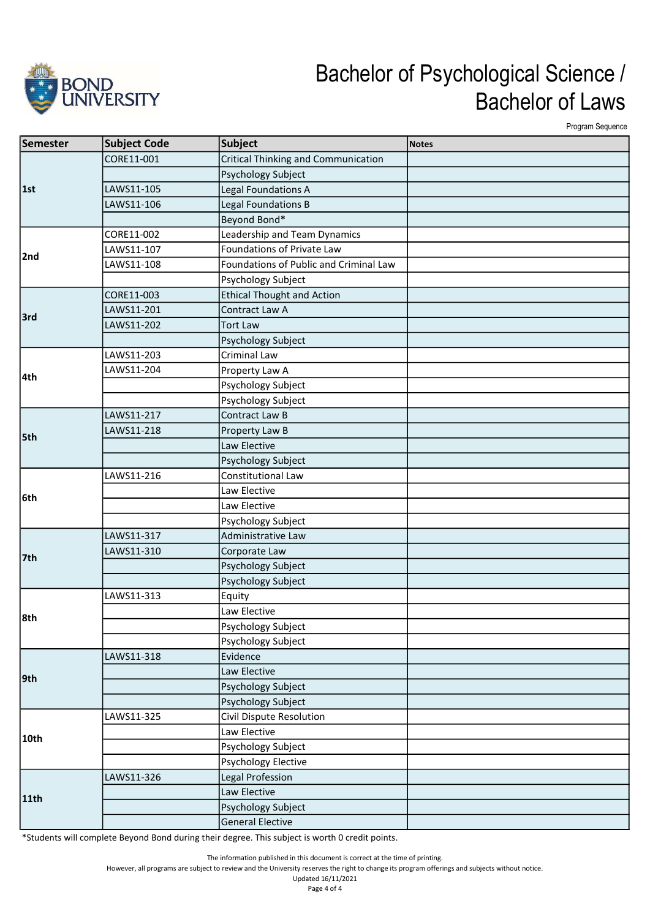# Bachelor of Psychological Science / Bachelor of Laws

Program Sequence

| Semester | Subject Code | Subject | Notes |
| --- | --- | --- | --- |
| 1st | CORE11-001 | Critical Thinking and Communication | |
| | | Psychology Subject | |
| | LAWS11-105 | Legal Foundations A | |
| | LAWS11-106 | Legal Foundations B | |
| | | Beyond Bond* | |
| 2nd | CORE11-002 | Leadership and Team Dynamics | |
| | LAWS11-107 | Foundations of Private Law | |
| | LAWS11-108 | Foundations of Public and Criminal Law | |
| | | Psychology Subject | |
| 3rd | CORE11-003 | Ethical Thought and Action | |
| | LAWS11-201 | Contract Law A | |
| | LAWS11-202 | Tort Law | |
| | | Psychology Subject | |
| 4th | LAWS11-203 | Criminal Law | |
| | LAWS11-204 | Property Law A | |
| | | Psychology Subject | |
| | | Psychology Subject | |
| 5th | LAWS11-217 | Contract Law B | |
| | LAWS11-218 | Property Law B | |
| | | Law Elective | |
| | | Psychology Subject | |
| 6th | LAWS11-216 | Constitutional Law | |
| | | Law Elective | |
| | | Law Elective | |
| | | Psychology Subject | |
| 7th | LAWS11-317 | Administrative Law | |
| | LAWS11-310 | Corporate Law | |
| | | Psychology Subject | |
| | | Psychology Subject | |
| 8th | LAWS11-313 | Equity | |
| | | Law Elective | |
| | | Psychology Subject | |
| | | Psychology Subject | |
| 9th | LAWS11-318 | Evidence | |
| | | Law Elective | |
| | | Psychology Subject | |
| | | Psychology Subject | |
| 10th | LAWS11-325 | Civil Dispute Resolution | |
| | | Law Elective | |
| | | Psychology Subject | |
| | | Psychology Elective | |
| 11th | LAWS11-326 | Legal Profession | |
| | | Law Elective | |
| | | Psychology Subject | |
| | | General Elective | |

*Students will complete Beyond Bond during their degree. This subject is worth 0 credit points.

The information published in this document is correct at the time of printing.
However, all programs are subject to review and the University reserves the right to change its program offerings and subjects without notice.
Updated 16/11/2021